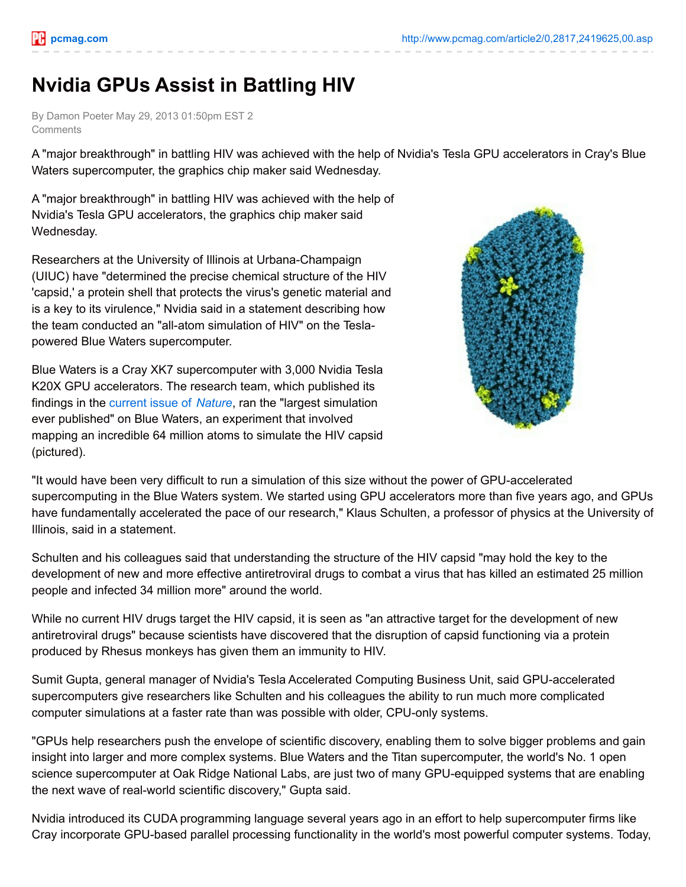# Nvidia GPUs Assist in Battling HIV

By Damon Poeter May 29, 2013 01:50pm EST 2 Comments

A "major breakthrough" in battling HIV was achieved with the help of Nvidia's Tesla GPU accelerators in Cray's Blue Waters supercomputer, the graphics chip maker said Wednesday.

A "major breakthrough" in battling HIV was achieved with the help of Nvidia's Tesla GPU accelerators, the graphics chip maker said Wednesday.

Researchers at the University of Illinois at Urbana-Champaign (UIUC) have "determined the precise chemical structure of the HIV 'capsid,' a protein shell that protects the virus's genetic material and is a key to its virulence," Nvidia said in a statement describing how the team conducted an "all-atom simulation of HIV" on the Tesla-powered Blue Waters supercomputer.

Blue Waters is a Cray XK7 supercomputer with 3,000 Nvidia Tesla K20X GPU accelerators. The research team, which published its findings in the current issue of *Nature*, ran the "largest simulation ever published" on Blue Waters, an experiment that involved mapping an incredible 64 million atoms to simulate the HIV capsid (pictured).

"It would have been very difficult to run a simulation of this size without the power of GPU-accelerated supercomputing in the Blue Waters system. We started using GPU accelerators more than five years ago, and GPUs have fundamentally accelerated the pace of our research," Klaus Schulten, a professor of physics at the University of Illinois, said in a statement.

Schulten and his colleagues said that understanding the structure of the HIV capsid "may hold the key to the development of new and more effective antiretroviral drugs to combat a virus that has killed an estimated 25 million people and infected 34 million more" around the world.

While no current HIV drugs target the HIV capsid, it is seen as "an attractive target for the development of new antiretroviral drugs" because scientists have discovered that the disruption of capsid functioning via a protein produced by Rhesus monkeys has given them an immunity to HIV.

Sumit Gupta, general manager of Nvidia's Tesla Accelerated Computing Business Unit, said GPU-accelerated supercomputers give researchers like Schulten and his colleagues the ability to run much more complicated computer simulations at a faster rate than was possible with older, CPU-only systems.

"GPUs help researchers push the envelope of scientific discovery, enabling them to solve bigger problems and gain insight into larger and more complex systems. Blue Waters and the Titan supercomputer, the world's No. 1 open science supercomputer at Oak Ridge National Labs, are just two of many GPU-equipped systems that are enabling the next wave of real-world scientific discovery," Gupta said.

Nvidia introduced its CUDA programming language several years ago in an effort to help supercomputer firms like Cray incorporate GPU-based parallel processing functionality in the world's most powerful computer systems. Today,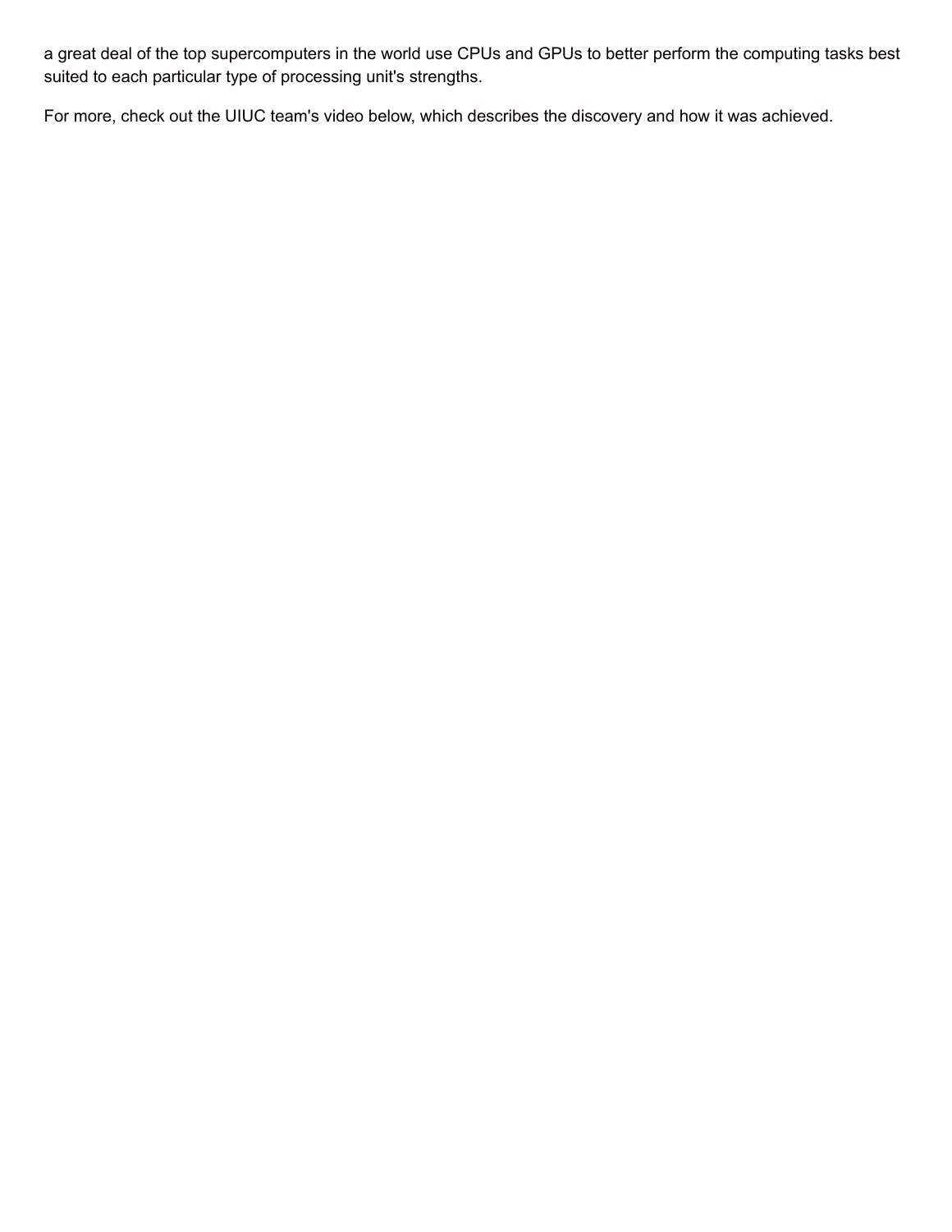a great deal of the top supercomputers in the world use CPUs and GPUs to better perform the computing tasks best suited to each particular type of processing unit's strengths.

For more, check out the UIUC team's video below, which describes the discovery and how it was achieved.